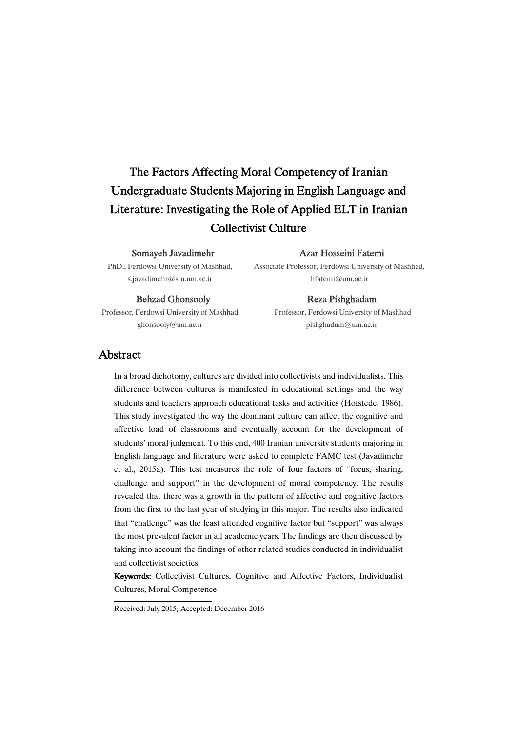# The Factors Affecting Moral Competency of Iranian Undergraduate Students Majoring in English Language and Literature: Investigating the Role of Applied ELT in Iranian Collectivist Culture

**Somayeh Javadimehr**
PhD., Ferdowsi University of Mashhad,
s.javadimehr@stu.um.ac.ir

**Azar Hosseini Fatemi**
Associate Professor, Ferdowsi University of Mashhad,
hfatemi@um.ac.ir

**Behzad Ghonsooly**
Professor, Ferdowsi University of Mashhad
ghonsooly@um.ac.ir

**Reza Pishghadam**
Professor, Ferdowsi University of Mashhad
pishghadam@um.ac.ir

## Abstract

In a broad dichotomy, cultures are divided into collectivists and individualists. This difference between cultures is manifested in educational settings and the way students and teachers approach educational tasks and activities (Hofstede, 1986). This study investigated the way the dominant culture can affect the cognitive and affective load of classrooms and eventually account for the development of students' moral judgment. To this end, 400 Iranian university students majoring in English language and literature were asked to complete FAMC test (Javadimehr et al., 2015a). This test measures the role of four factors of "focus, sharing, challenge and support" in the development of moral competency. The results revealed that there was a growth in the pattern of affective and cognitive factors from the first to the last year of studying in this major. The results also indicated that "challenge" was the least attended cognitive factor but "support" was always the most prevalent factor in all academic years. The findings are then discussed by taking into account the findings of other related studies conducted in individualist and collectivist societies.

**Keywords:** Collectivist Cultures, Cognitive and Affective Factors, Individualist Cultures, Moral Competence

Received: July 2015; Accepted: December 2016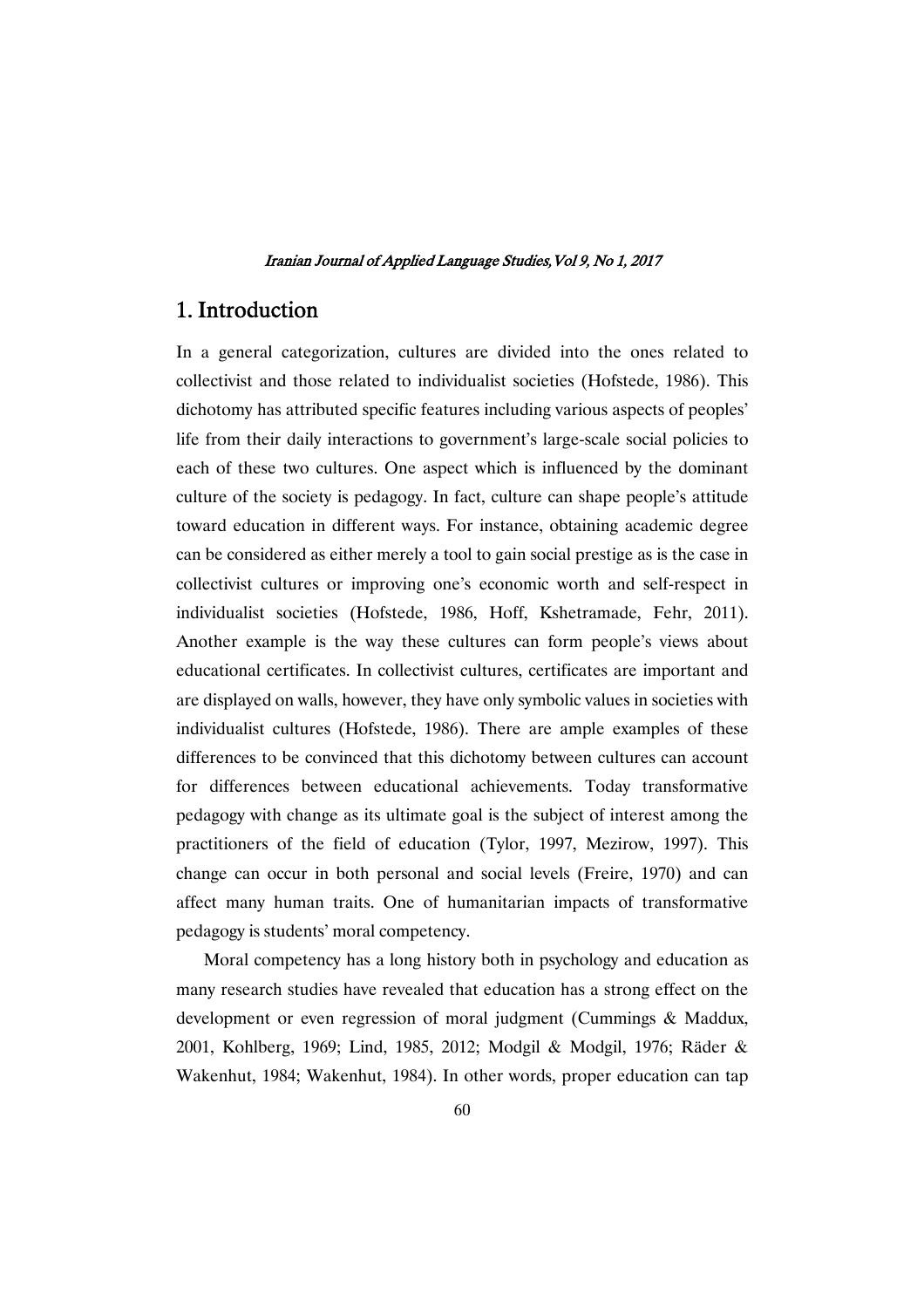## 1. Introduction

In a general categorization, cultures are divided into the ones related to collectivist and those related to individualist societies (Hofstede, 1986). This dichotomy has attributed specific features including various aspects of peoples' life from their daily interactions to government's large-scale social policies to each of these two cultures. One aspect which is influenced by the dominant culture of the society is pedagogy. In fact, culture can shape people's attitude toward education in different ways. For instance, obtaining academic degree can be considered as either merely a tool to gain social prestige as is the case in collectivist cultures or improving one's economic worth and self-respect in individualist societies (Hofstede, 1986, Hoff, Kshetramade, Fehr, 2011). Another example is the way these cultures can form people's views about educational certificates. In collectivist cultures, certificates are important and are displayed on walls, however, they have only symbolic values in societies with individualist cultures (Hofstede, 1986). There are ample examples of these differences to be convinced that this dichotomy between cultures can account for differences between educational achievements. Today transformative pedagogy with change as its ultimate goal is the subject of interest among the practitioners of the field of education (Tylor, 1997, Mezirow, 1997). This change can occur in both personal and social levels (Freire, 1970) and can affect many human traits. One of humanitarian impacts of transformative pedagogy is students' moral competency.

Moral competency has a long history both in psychology and education as many research studies have revealed that education has a strong effect on the development or even regression of moral judgment (Cummings & Maddux, 2001, Kohlberg, 1969; Lind, 1985, 2012; Modgil & Modgil, 1976; Räder & Wakenhut, 1984; Wakenhut, 1984). In other words, proper education can tap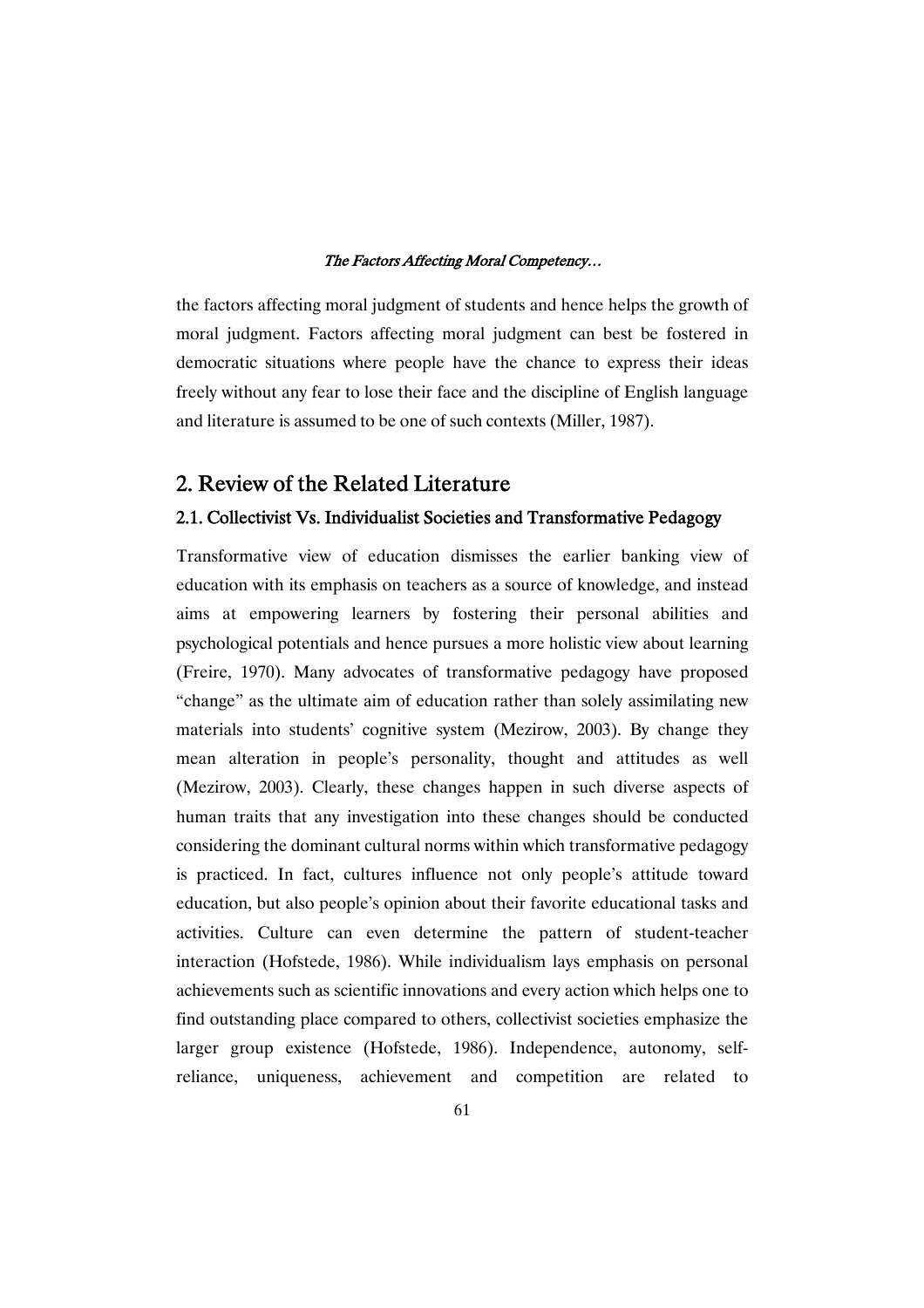the factors affecting moral judgment of students and hence helps the growth of moral judgment. Factors affecting moral judgment can best be fostered in democratic situations where people have the chance to express their ideas freely without any fear to lose their face and the discipline of English language and literature is assumed to be one of such contexts (Miller, 1987).

## 2. Review of the Related Literature

### 2.1. Collectivist Vs. Individualist Societies and Transformative Pedagogy

Transformative view of education dismisses the earlier banking view of education with its emphasis on teachers as a source of knowledge, and instead aims at empowering learners by fostering their personal abilities and psychological potentials and hence pursues a more holistic view about learning (Freire, 1970). Many advocates of transformative pedagogy have proposed "change" as the ultimate aim of education rather than solely assimilating new materials into students' cognitive system (Mezirow, 2003). By change they mean alteration in people's personality, thought and attitudes as well (Mezirow, 2003). Clearly, these changes happen in such diverse aspects of human traits that any investigation into these changes should be conducted considering the dominant cultural norms within which transformative pedagogy is practiced. In fact, cultures influence not only people's attitude toward education, but also people's opinion about their favorite educational tasks and activities. Culture can even determine the pattern of student-teacher interaction (Hofstede, 1986). While individualism lays emphasis on personal achievements such as scientific innovations and every action which helps one to find outstanding place compared to others, collectivist societies emphasize the larger group existence (Hofstede, 1986). Independence, autonomy, self-reliance, uniqueness, achievement and competition are related to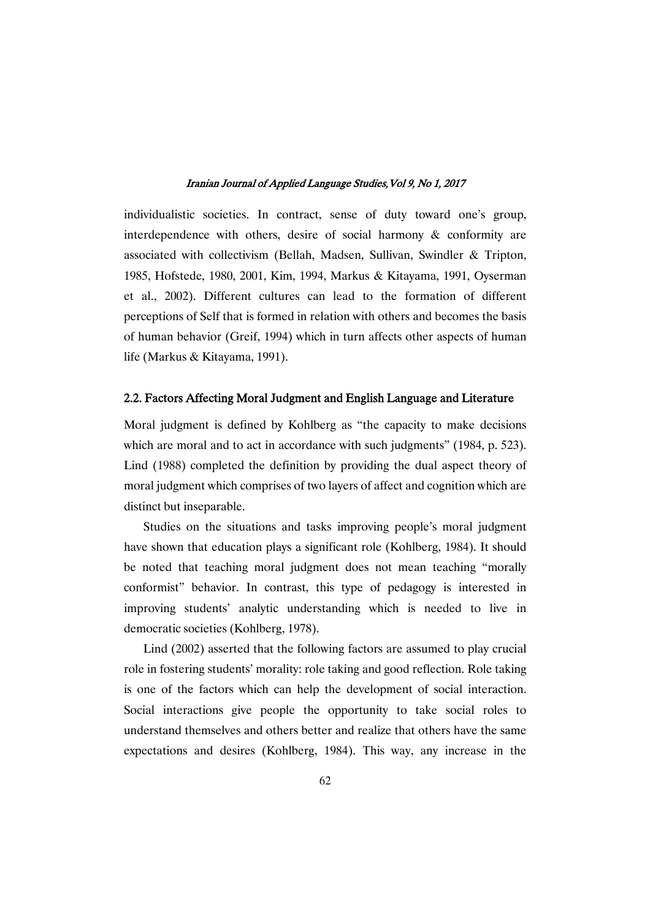individualistic societies. In contract, sense of duty toward one's group, interdependence with others, desire of social harmony & conformity are associated with collectivism (Bellah, Madsen, Sullivan, Swindler & Tripton, 1985, Hofstede, 1980, 2001, Kim, 1994, Markus & Kitayama, 1991, Oyserman et al., 2002). Different cultures can lead to the formation of different perceptions of Self that is formed in relation with others and becomes the basis of human behavior (Greif, 1994) which in turn affects other aspects of human life (Markus & Kitayama, 1991).

## 2.2. Factors Affecting Moral Judgment and English Language and Literature

Moral judgment is defined by Kohlberg as "the capacity to make decisions which are moral and to act in accordance with such judgments" (1984, p. 523). Lind (1988) completed the definition by providing the dual aspect theory of moral judgment which comprises of two layers of affect and cognition which are distinct but inseparable.

Studies on the situations and tasks improving people's moral judgment have shown that education plays a significant role (Kohlberg, 1984). It should be noted that teaching moral judgment does not mean teaching "morally conformist" behavior. In contrast, this type of pedagogy is interested in improving students' analytic understanding which is needed to live in democratic societies (Kohlberg, 1978).

Lind (2002) asserted that the following factors are assumed to play crucial role in fostering students' morality: role taking and good reflection. Role taking is one of the factors which can help the development of social interaction. Social interactions give people the opportunity to take social roles to understand themselves and others better and realize that others have the same expectations and desires (Kohlberg, 1984). This way, any increase in the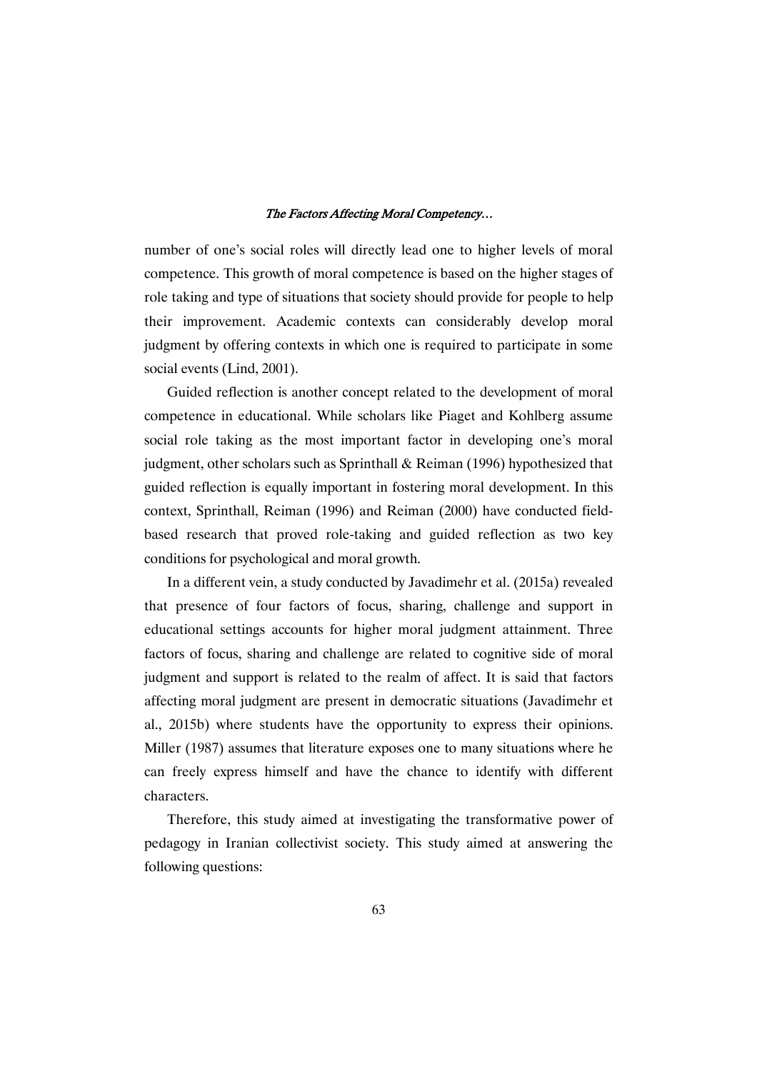number of one's social roles will directly lead one to higher levels of moral competence. This growth of moral competence is based on the higher stages of role taking and type of situations that society should provide for people to help their improvement. Academic contexts can considerably develop moral judgment by offering contexts in which one is required to participate in some social events (Lind, 2001).

Guided reflection is another concept related to the development of moral competence in educational. While scholars like Piaget and Kohlberg assume social role taking as the most important factor in developing one's moral judgment, other scholars such as Sprinthall & Reiman (1996) hypothesized that guided reflection is equally important in fostering moral development. In this context, Sprinthall, Reiman (1996) and Reiman (2000) have conducted field-based research that proved role-taking and guided reflection as two key conditions for psychological and moral growth.

In a different vein, a study conducted by Javadimehr et al. (2015a) revealed that presence of four factors of focus, sharing, challenge and support in educational settings accounts for higher moral judgment attainment. Three factors of focus, sharing and challenge are related to cognitive side of moral judgment and support is related to the realm of affect. It is said that factors affecting moral judgment are present in democratic situations (Javadimehr et al., 2015b) where students have the opportunity to express their opinions. Miller (1987) assumes that literature exposes one to many situations where he can freely express himself and have the chance to identify with different characters.

Therefore, this study aimed at investigating the transformative power of pedagogy in Iranian collectivist society. This study aimed at answering the following questions: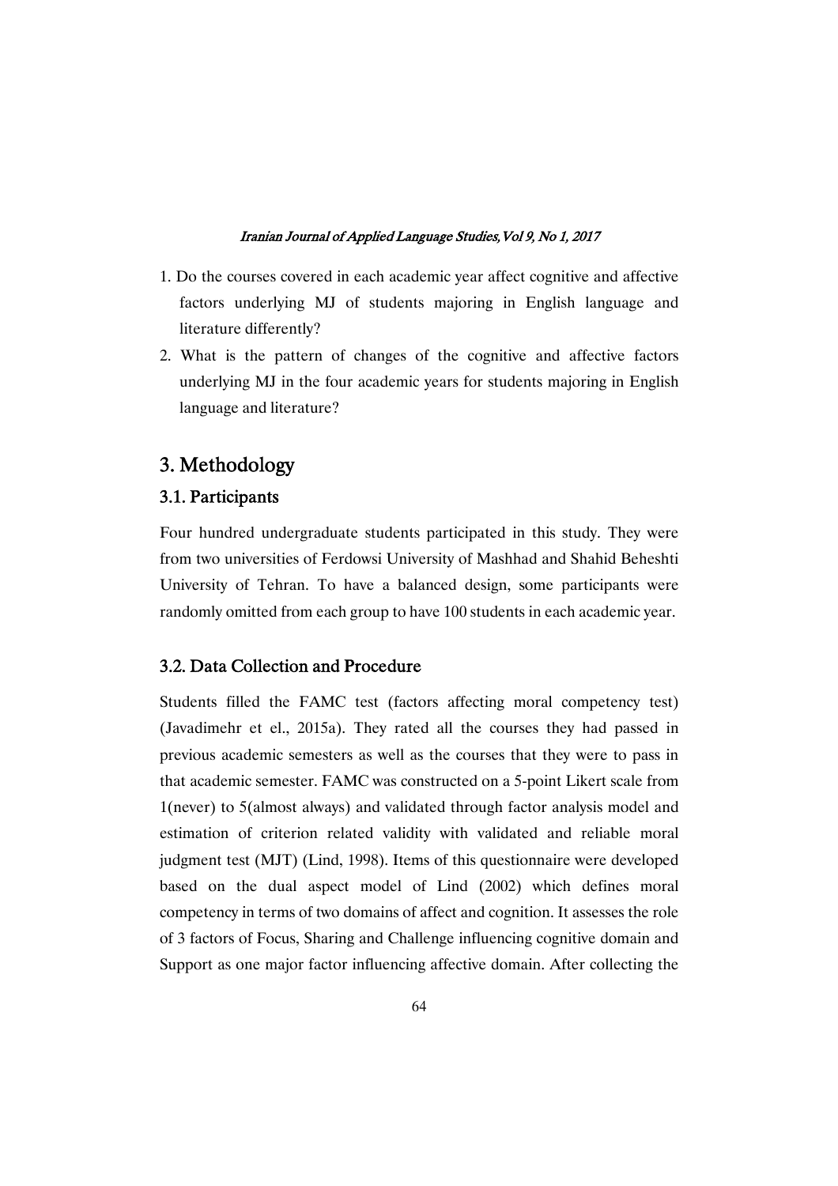1. Do the courses covered in each academic year affect cognitive and affective factors underlying MJ of students majoring in English language and literature differently?
2. What is the pattern of changes of the cognitive and affective factors underlying MJ in the four academic years for students majoring in English language and literature?

## 3. Methodology

### 3.1. Participants

Four hundred undergraduate students participated in this study. They were from two universities of Ferdowsi University of Mashhad and Shahid Beheshti University of Tehran. To have a balanced design, some participants were randomly omitted from each group to have 100 students in each academic year.

### 3.2. Data Collection and Procedure

Students filled the FAMC test (factors affecting moral competency test) (Javadimehr et el., 2015a). They rated all the courses they had passed in previous academic semesters as well as the courses that they were to pass in that academic semester. FAMC was constructed on a 5-point Likert scale from 1(never) to 5(almost always) and validated through factor analysis model and estimation of criterion related validity with validated and reliable moral judgment test (MJT) (Lind, 1998). Items of this questionnaire were developed based on the dual aspect model of Lind (2002) which defines moral competency in terms of two domains of affect and cognition. It assesses the role of 3 factors of Focus, Sharing and Challenge influencing cognitive domain and Support as one major factor influencing affective domain. After collecting the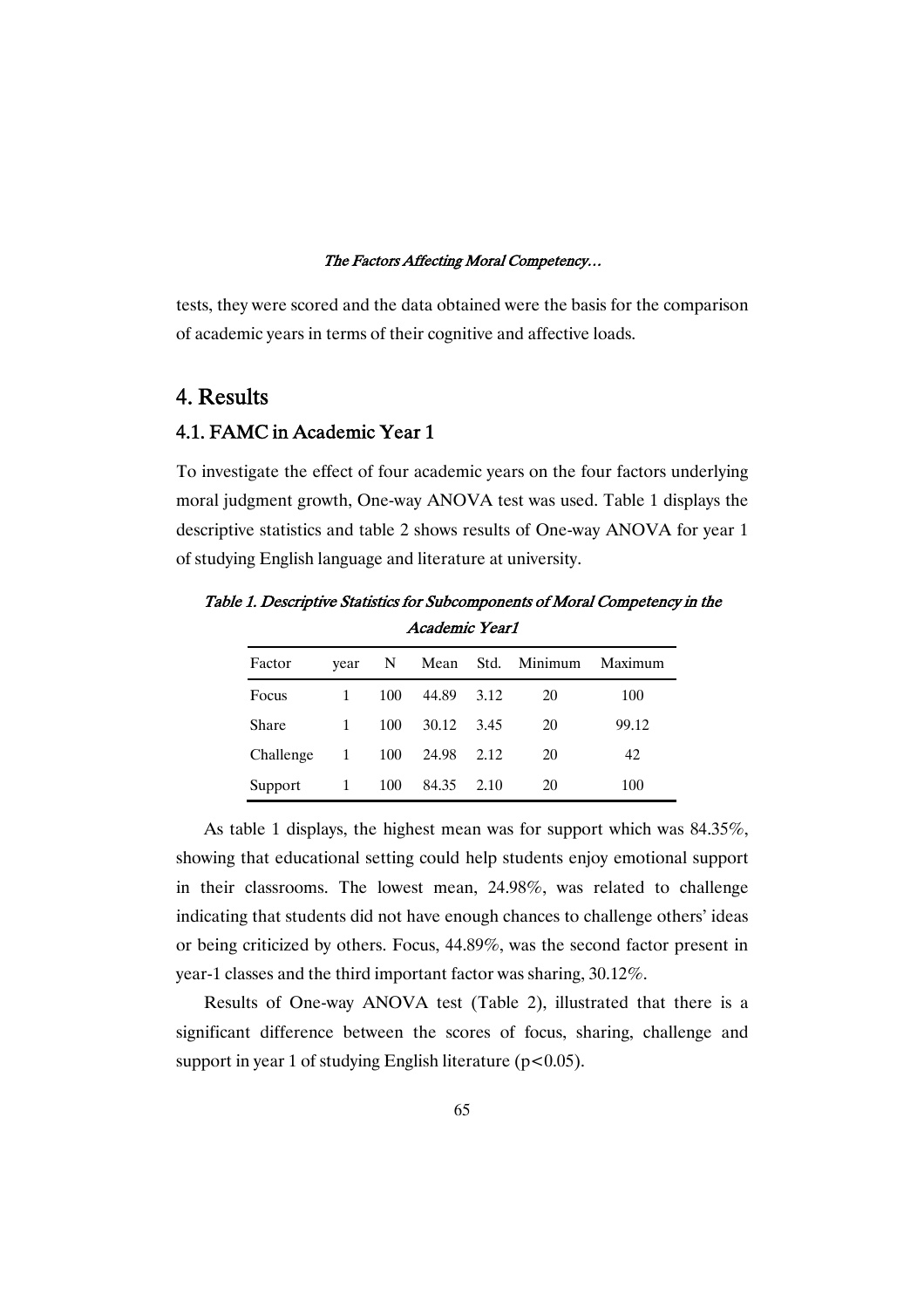tests, they were scored and the data obtained were the basis for the comparison of academic years in terms of their cognitive and affective loads.

# 4. Results

## 4.1. FAMC in Academic Year 1

To investigate the effect of four academic years on the four factors underlying moral judgment growth, One-way ANOVA test was used. Table 1 displays the descriptive statistics and table 2 shows results of One-way ANOVA for year 1 of studying English language and literature at university.

*Table 1. Descriptive Statistics for Subcomponents of Moral Competency in the Academic Year1*

| Factor | year | N | Mean | Std. | Minimum | Maximum |
|---|---|---|---|---|---|---|
| Focus | 1 | 100 | 44.89 | 3.12 | 20 | 100 |
| Share | 1 | 100 | 30.12 | 3.45 | 20 | 99.12 |
| Challenge | 1 | 100 | 24.98 | 2.12 | 20 | 42 |
| Support | 1 | 100 | 84.35 | 2.10 | 20 | 100 |

As table 1 displays, the highest mean was for support which was 84.35%, showing that educational setting could help students enjoy emotional support in their classrooms. The lowest mean, 24.98%, was related to challenge indicating that students did not have enough chances to challenge others' ideas or being criticized by others. Focus, 44.89%, was the second factor present in year-1 classes and the third important factor was sharing, 30.12%.

Results of One-way ANOVA test (Table 2), illustrated that there is a significant difference between the scores of focus, sharing, challenge and support in year 1 of studying English literature ($p<0.05$).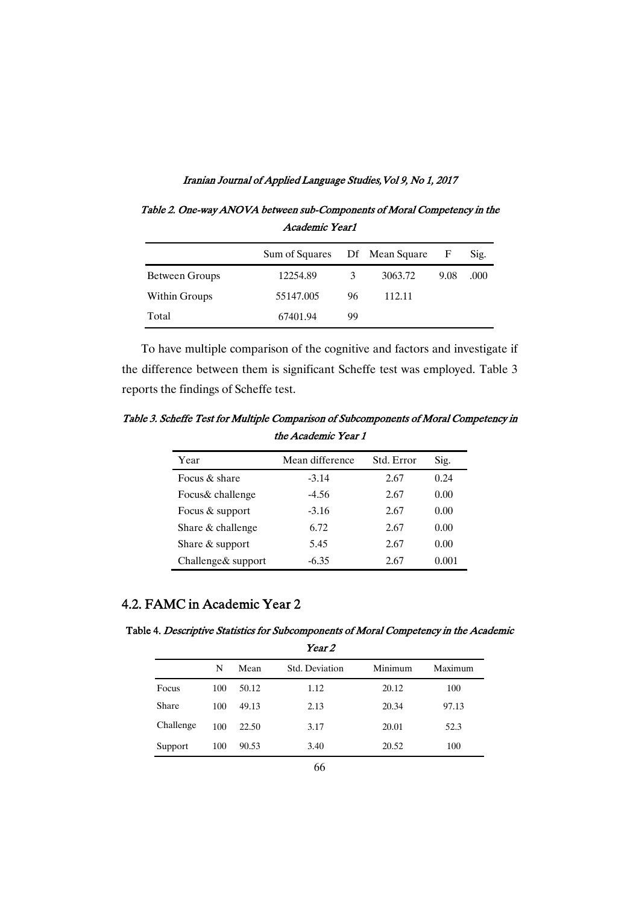*Table 2. One-way ANOVA between sub-Components of Moral Competency in the Academic Year1*

| | Sum of Squares | Df | Mean Square | F | Sig. |
|---|---|---|---|---|---|
| Between Groups | 12254.89 | 3 | 3063.72 | 9.08 | .000 |
| Within Groups | 55147.005 | 96 | 112.11 | | |
| Total | 67401.94 | 99 | | | |

To have multiple comparison of the cognitive and factors and investigate if the difference between them is significant Scheffe test was employed. Table 3 reports the findings of Scheffe test.

*Table 3. Scheffe Test for Multiple Comparison of Subcomponents of Moral Competency in the Academic Year 1*

| Year | Mean difference | Std. Error | Sig. |
|---|---|---|---|
| Focus & share | -3.14 | 2.67 | 0.24 |
| Focus& challenge | -4.56 | 2.67 | 0.00 |
| Focus & support | -3.16 | 2.67 | 0.00 |
| Share & challenge | 6.72 | 2.67 | 0.00 |
| Share & support | 5.45 | 2.67 | 0.00 |
| Challenge& support | -6.35 | 2.67 | 0.001 |

## 4.2. FAMC in Academic Year 2

Table 4. *Descriptive Statistics for Subcomponents of Moral Competency in the Academic Year 2*

| | N | Mean | Std. Deviation | Minimum | Maximum |
|---|---|---|---|---|---|
| Focus | 100 | 50.12 | 1.12 | 20.12 | 100 |
| Share | 100 | 49.13 | 2.13 | 20.34 | 97.13 |
| Challenge | 100 | 22.50 | 3.17 | 20.01 | 52.3 |
| Support | 100 | 90.53 | 3.40 | 20.52 | 100 |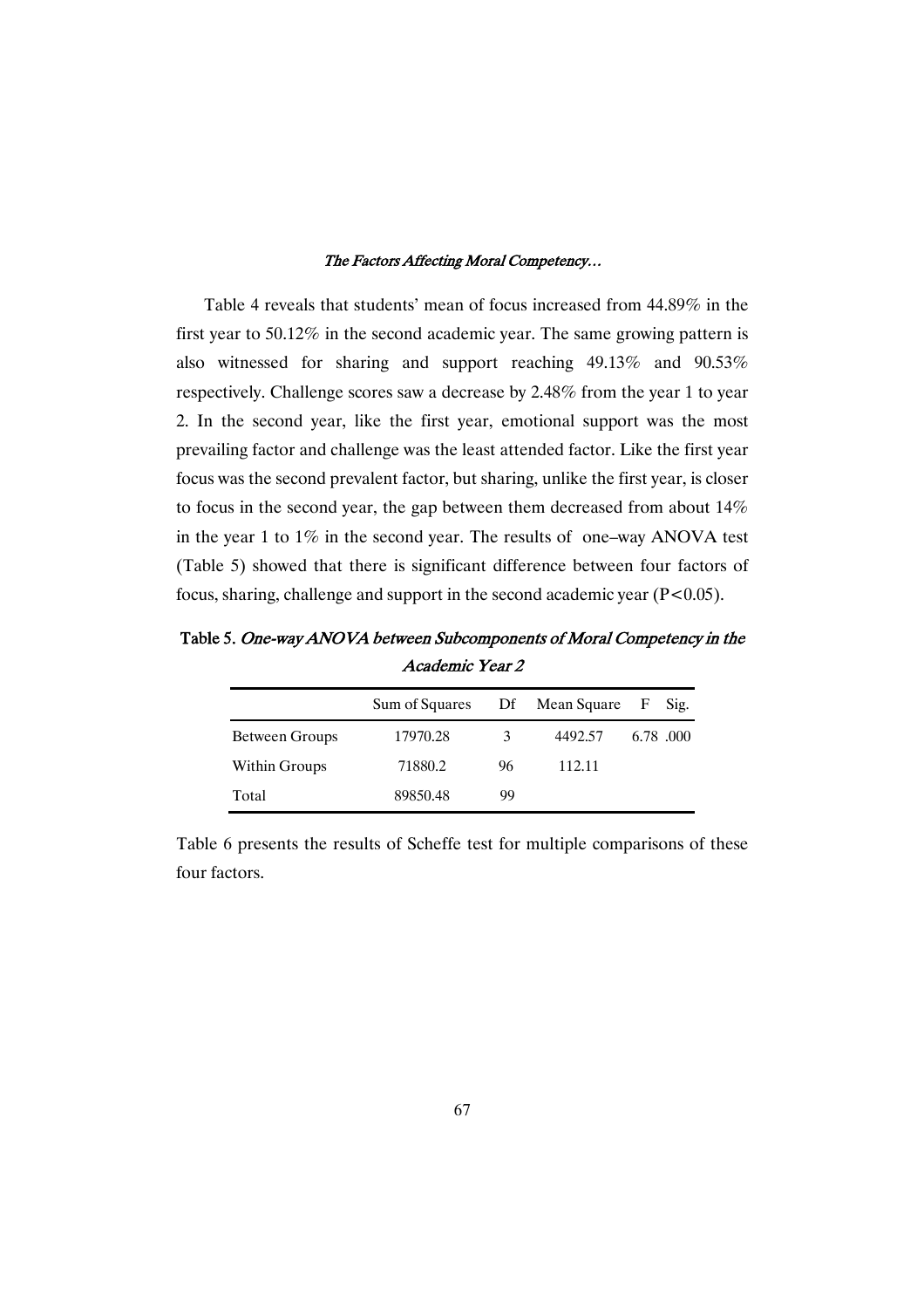Table 4 reveals that students' mean of focus increased from 44.89% in the first year to 50.12% in the second academic year. The same growing pattern is also witnessed for sharing and support reaching 49.13% and 90.53% respectively. Challenge scores saw a decrease by 2.48% from the year 1 to year 2. In the second year, like the first year, emotional support was the most prevailing factor and challenge was the least attended factor. Like the first year focus was the second prevalent factor, but sharing, unlike the first year, is closer to focus in the second year, the gap between them decreased from about 14% in the year 1 to 1% in the second year. The results of one–way ANOVA test (Table 5) showed that there is significant difference between four factors of focus, sharing, challenge and support in the second academic year ($P<0.05$).

**Table 5.** *One-way ANOVA between Subcomponents of Moral Competency in the Academic Year 2*

| | Sum of Squares | Df | Mean Square | F | Sig. |
|---|---|---|---|---|---|
| Between Groups | 17970.28 | 3 | 4492.57 | 6.78 | .000 |
| Within Groups | 71880.2 | 96 | 112.11 | | |
| Total | 89850.48 | 99 | | | |

Table 6 presents the results of Scheffe test for multiple comparisons of these four factors.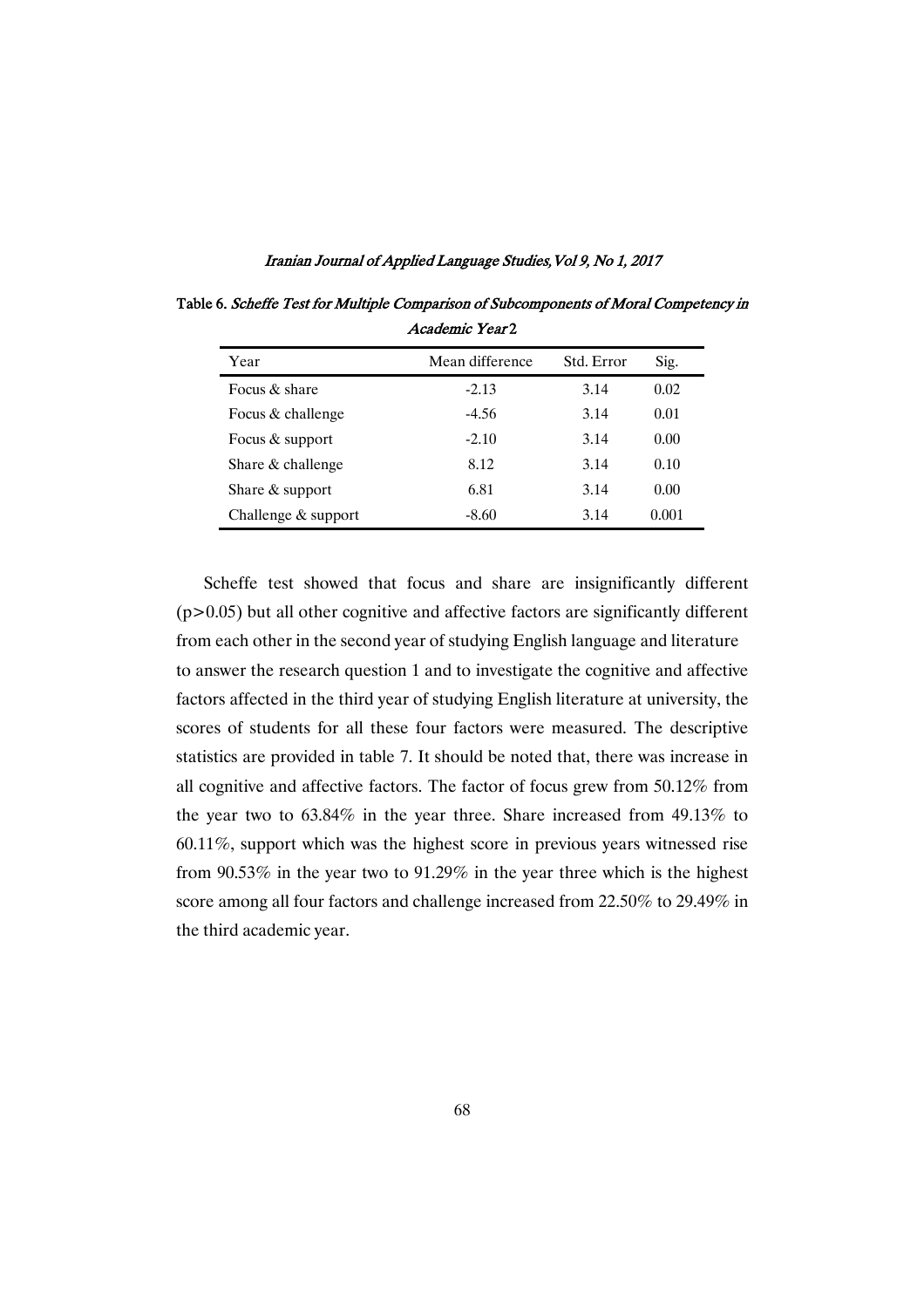Table 6. *Scheffe Test for Multiple Comparison of Subcomponents of Moral Competency in Academic Year 2*

| Year | Mean difference | Std. Error | Sig. |
|---|---|---|---|
| Focus & share | -2.13 | 3.14 | 0.02 |
| Focus & challenge | -4.56 | 3.14 | 0.01 |
| Focus & support | -2.10 | 3.14 | 0.00 |
| Share & challenge | 8.12 | 3.14 | 0.10 |
| Share & support | 6.81 | 3.14 | 0.00 |
| Challenge & support | -8.60 | 3.14 | 0.001 |

Scheffe test showed that focus and share are insignificantly different ($p>0.05$) but all other cognitive and affective factors are significantly different from each other in the second year of studying English language and literature

to answer the research question 1 and to investigate the cognitive and affective factors affected in the third year of studying English literature at university, the scores of students for all these four factors were measured. The descriptive statistics are provided in table 7. It should be noted that, there was increase in all cognitive and affective factors. The factor of focus grew from 50.12% from the year two to 63.84% in the year three. Share increased from 49.13% to 60.11%, support which was the highest score in previous years witnessed rise from 90.53% in the year two to 91.29% in the year three which is the highest score among all four factors and challenge increased from 22.50% to 29.49% in the third academic year.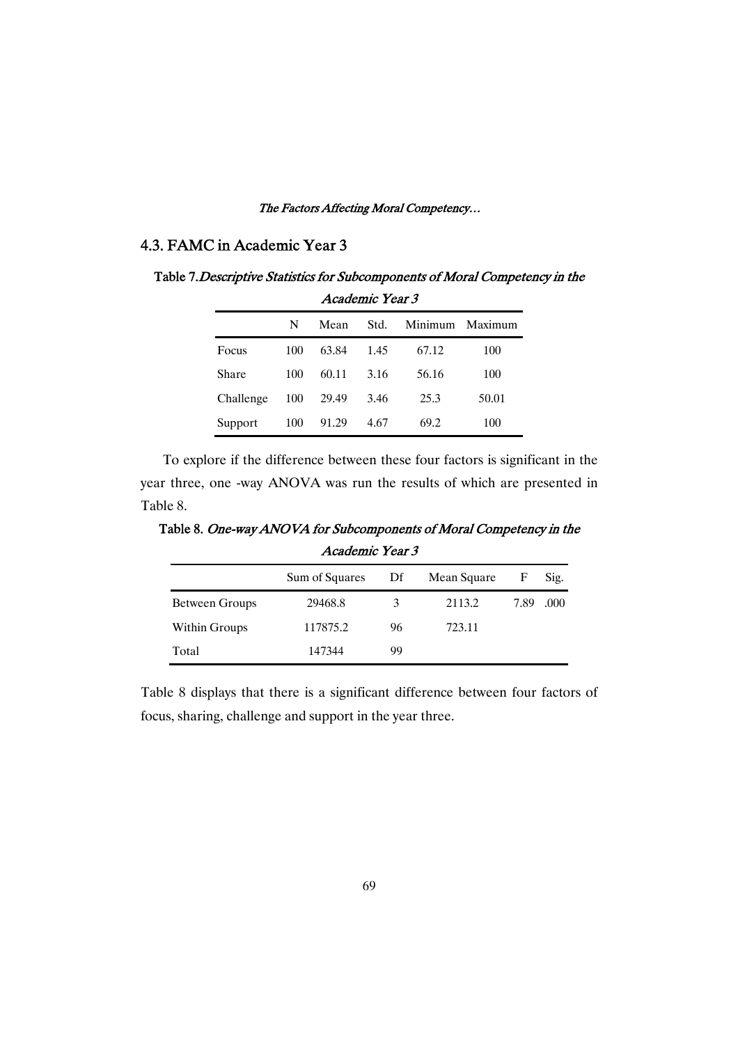## 4.3. FAMC in Academic Year 3

**Table 7.** *Descriptive Statistics for Subcomponents of Moral Competency in the Academic Year 3*

| | N | Mean | Std. | Minimum | Maximum |
|---|---|---|---|---|---|
| Focus | 100 | 63.84 | 1.45 | 67.12 | 100 |
| Share | 100 | 60.11 | 3.16 | 56.16 | 100 |
| Challenge | 100 | 29.49 | 3.46 | 25.3 | 50.01 |
| Support | 100 | 91.29 | 4.67 | 69.2 | 100 |

To explore if the difference between these four factors is significant in the year three, one -way ANOVA was run the results of which are presented in Table 8.

**Table 8.** *One-way ANOVA for Subcomponents of Moral Competency in the Academic Year 3*

| | Sum of Squares | Df | Mean Square | F | Sig. |
|---|---|---|---|---|---|
| Between Groups | 29468.8 | 3 | 2113.2 | 7.89 | .000 |
| Within Groups | 117875.2 | 96 | 723.11 | | |
| Total | 147344 | 99 | | | |

Table 8 displays that there is a significant difference between four factors of focus, sharing, challenge and support in the year three.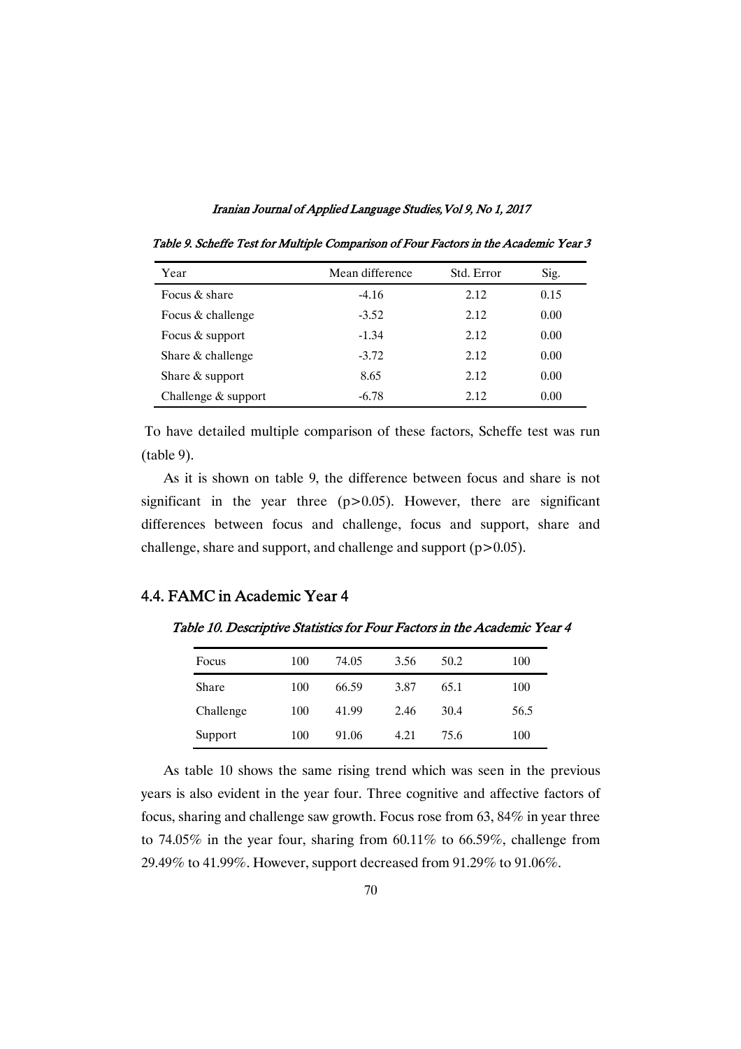*Table 9. Scheffe Test for Multiple Comparison of Four Factors in the Academic Year 3*

| Year | Mean difference | Std. Error | Sig. |
|---|---|---|---|
| Focus & share | -4.16 | 2.12 | 0.15 |
| Focus & challenge | -3.52 | 2.12 | 0.00 |
| Focus & support | -1.34 | 2.12 | 0.00 |
| Share & challenge | -3.72 | 2.12 | 0.00 |
| Share & support | 8.65 | 2.12 | 0.00 |
| Challenge & support | -6.78 | 2.12 | 0.00 |

To have detailed multiple comparison of these factors, Scheffe test was run (table 9).

As it is shown on table 9, the difference between focus and share is not significant in the year three ($p>0.05$). However, there are significant differences between focus and challenge, focus and support, share and challenge, share and support, and challenge and support ($p>0.05$).

## 4.4. FAMC in Academic Year 4

*Table 10. Descriptive Statistics for Four Factors in the Academic Year 4*

| | | | | | |
|---|---|---|---|---|---|
| Focus | 100 | 74.05 | 3.56 | 50.2 | 100 |
| Share | 100 | 66.59 | 3.87 | 65.1 | 100 |
| Challenge | 100 | 41.99 | 2.46 | 30.4 | 56.5 |
| Support | 100 | 91.06 | 4.21 | 75.6 | 100 |

As table 10 shows the same rising trend which was seen in the previous years is also evident in the year four. Three cognitive and affective factors of focus, sharing and challenge saw growth. Focus rose from 63, 84% in year three to 74.05% in the year four, sharing from 60.11% to 66.59%, challenge from 29.49% to 41.99%. However, support decreased from 91.29% to 91.06%.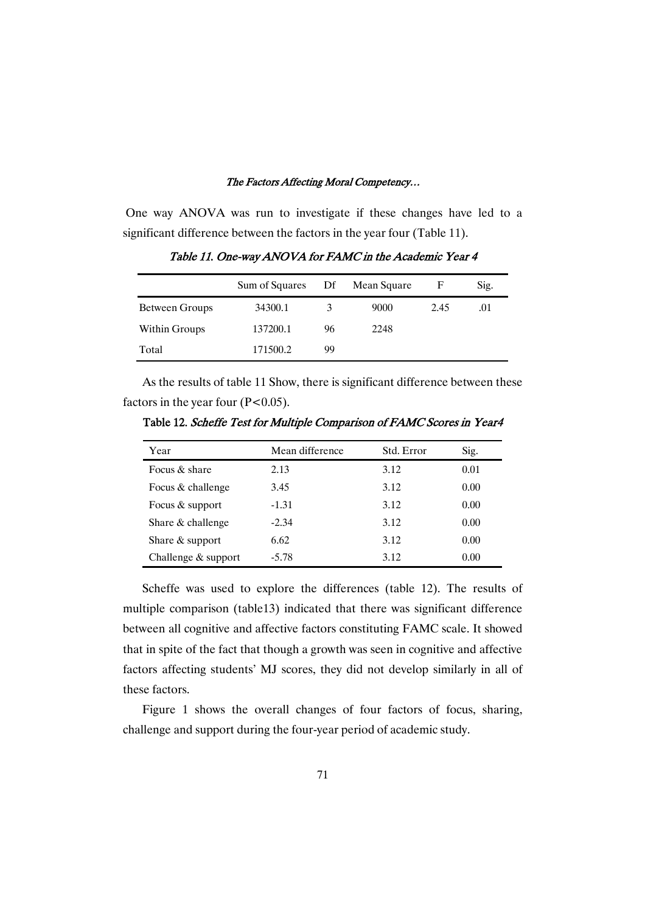One way ANOVA was run to investigate if these changes have led to a significant difference between the factors in the year four (Table 11).

*Table 11. One-way ANOVA for FAMC in the Academic Year 4*

| | Sum of Squares | Df | Mean Square | F | Sig. |
|---|---|---|---|---|---|
| Between Groups | 34300.1 | 3 | 9000 | 2.45 | .01 |
| Within Groups | 137200.1 | 96 | 2248 | | |
| Total | 171500.2 | 99 | | | |

As the results of table 11 Show, there is significant difference between these factors in the year four ($P<0.05$).

**Table 12.** *Scheffe Test for Multiple Comparison of FAMC Scores in Year4*

| Year | Mean difference | Std. Error | Sig. |
|---|---|---|---|
| Focus & share | 2.13 | 3.12 | 0.01 |
| Focus & challenge | 3.45 | 3.12 | 0.00 |
| Focus & support | -1.31 | 3.12 | 0.00 |
| Share & challenge | -2.34 | 3.12 | 0.00 |
| Share & support | 6.62 | 3.12 | 0.00 |
| Challenge & support | -5.78 | 3.12 | 0.00 |

Scheffe was used to explore the differences (table 12). The results of multiple comparison (table13) indicated that there was significant difference between all cognitive and affective factors constituting FAMC scale. It showed that in spite of the fact that though a growth was seen in cognitive and affective factors affecting students' MJ scores, they did not develop similarly in all of these factors.

Figure 1 shows the overall changes of four factors of focus, sharing, challenge and support during the four-year period of academic study.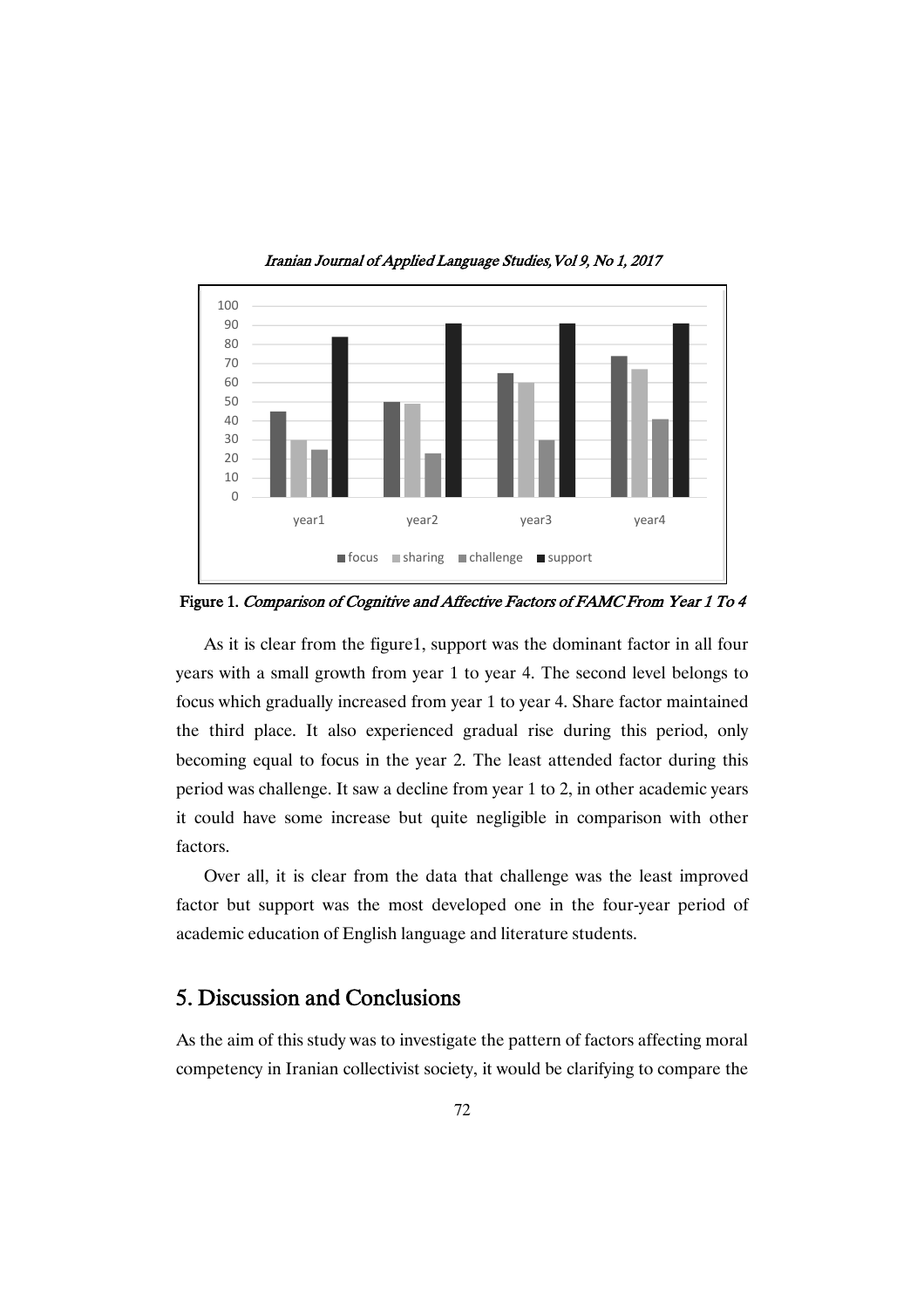Figure 1. *Comparison of Cognitive and Affective Factors of FAMC From Year 1 To 4*

As it is clear from the figure1, support was the dominant factor in all four years with a small growth from year 1 to year 4. The second level belongs to focus which gradually increased from year 1 to year 4. Share factor maintained the third place. It also experienced gradual rise during this period, only becoming equal to focus in the year 2. The least attended factor during this period was challenge. It saw a decline from year 1 to 2, in other academic years it could have some increase but quite negligible in comparison with other factors.

Over all, it is clear from the data that challenge was the least improved factor but support was the most developed one in the four-year period of academic education of English language and literature students.

## 5. Discussion and Conclusions

As the aim of this study was to investigate the pattern of factors affecting moral competency in Iranian collectivist society, it would be clarifying to compare the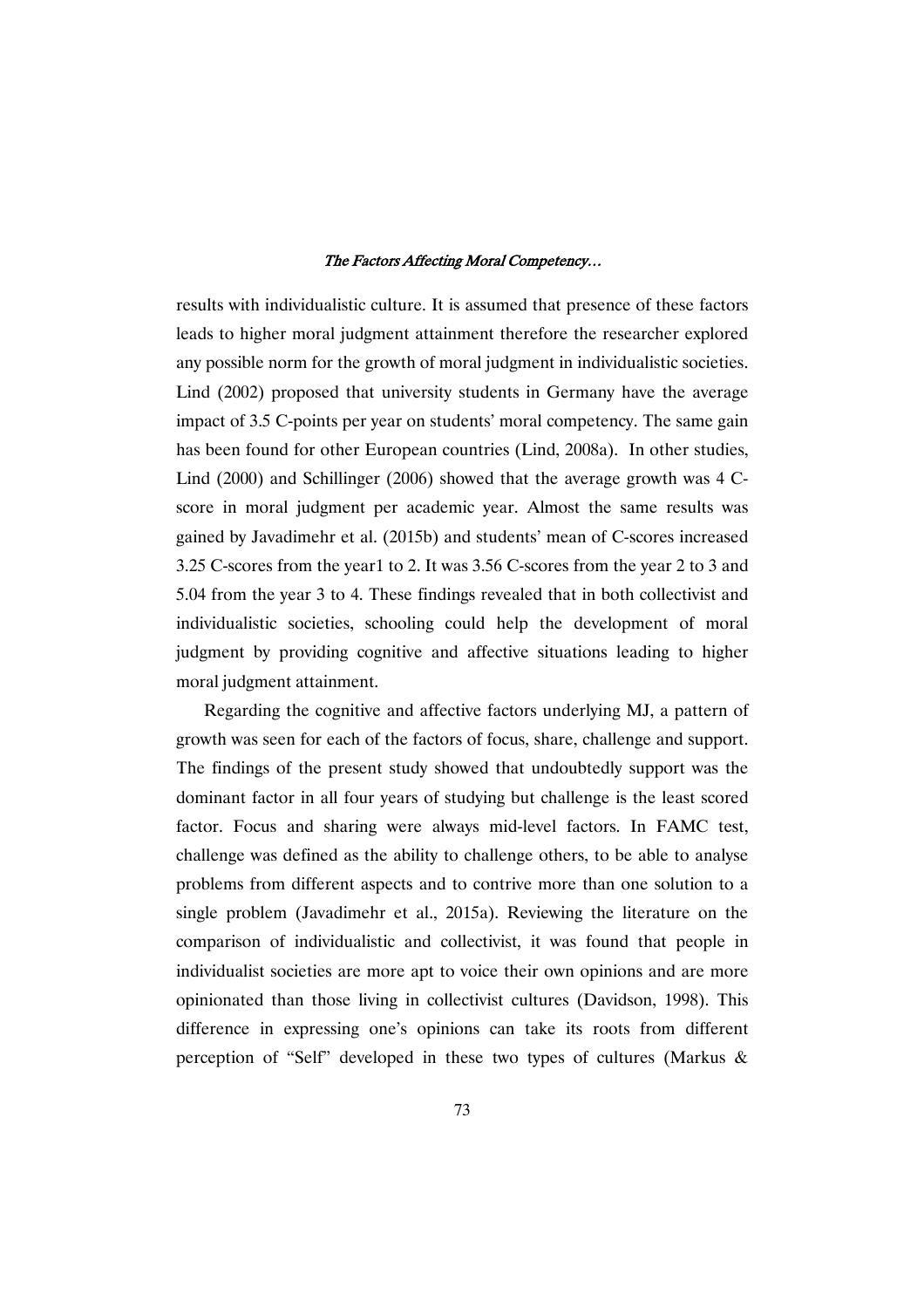results with individualistic culture. It is assumed that presence of these factors leads to higher moral judgment attainment therefore the researcher explored any possible norm for the growth of moral judgment in individualistic societies. Lind (2002) proposed that university students in Germany have the average impact of 3.5 C-points per year on students' moral competency. The same gain has been found for other European countries (Lind, 2008a). In other studies, Lind (2000) and Schillinger (2006) showed that the average growth was 4 C-score in moral judgment per academic year. Almost the same results was gained by Javadimehr et al. (2015b) and students' mean of C-scores increased 3.25 C-scores from the year1 to 2. It was 3.56 C-scores from the year 2 to 3 and 5.04 from the year 3 to 4. These findings revealed that in both collectivist and individualistic societies, schooling could help the development of moral judgment by providing cognitive and affective situations leading to higher moral judgment attainment.

Regarding the cognitive and affective factors underlying MJ, a pattern of growth was seen for each of the factors of focus, share, challenge and support. The findings of the present study showed that undoubtedly support was the dominant factor in all four years of studying but challenge is the least scored factor. Focus and sharing were always mid-level factors. In FAMC test, challenge was defined as the ability to challenge others, to be able to analyse problems from different aspects and to contrive more than one solution to a single problem (Javadimehr et al., 2015a). Reviewing the literature on the comparison of individualistic and collectivist, it was found that people in individualist societies are more apt to voice their own opinions and are more opinionated than those living in collectivist cultures (Davidson, 1998). This difference in expressing one's opinions can take its roots from different perception of "Self" developed in these two types of cultures (Markus &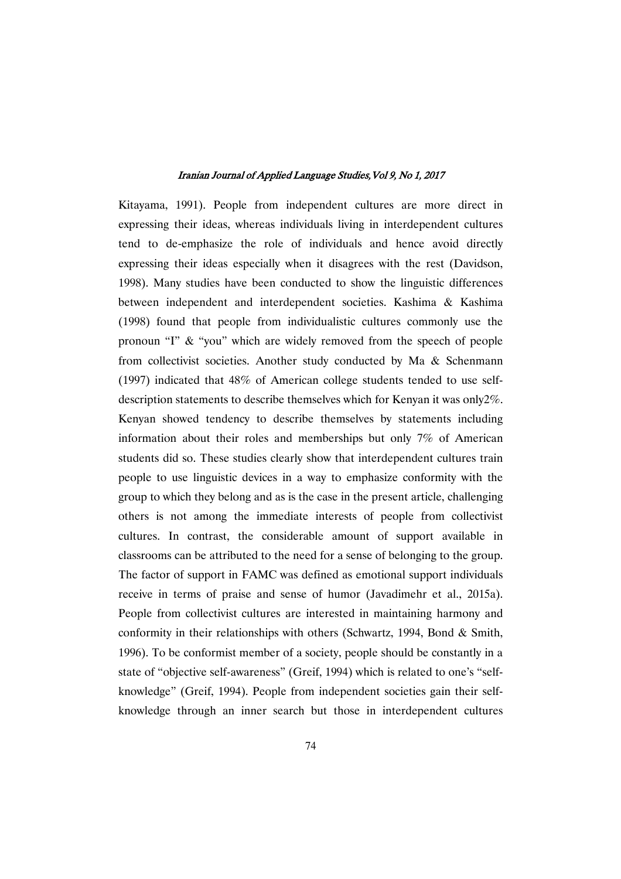Kitayama, 1991). People from independent cultures are more direct in expressing their ideas, whereas individuals living in interdependent cultures tend to de-emphasize the role of individuals and hence avoid directly expressing their ideas especially when it disagrees with the rest (Davidson, 1998). Many studies have been conducted to show the linguistic differences between independent and interdependent societies. Kashima & Kashima (1998) found that people from individualistic cultures commonly use the pronoun "I" & "you" which are widely removed from the speech of people from collectivist societies. Another study conducted by Ma & Schenmann (1997) indicated that 48% of American college students tended to use self-description statements to describe themselves which for Kenyan it was only2%. Kenyan showed tendency to describe themselves by statements including information about their roles and memberships but only 7% of American students did so. These studies clearly show that interdependent cultures train people to use linguistic devices in a way to emphasize conformity with the group to which they belong and as is the case in the present article, challenging others is not among the immediate interests of people from collectivist cultures. In contrast, the considerable amount of support available in classrooms can be attributed to the need for a sense of belonging to the group. The factor of support in FAMC was defined as emotional support individuals receive in terms of praise and sense of humor (Javadimehr et al., 2015a). People from collectivist cultures are interested in maintaining harmony and conformity in their relationships with others (Schwartz, 1994, Bond & Smith, 1996). To be conformist member of a society, people should be constantly in a state of "objective self-awareness" (Greif, 1994) which is related to one's "self-knowledge" (Greif, 1994). People from independent societies gain their self-knowledge through an inner search but those in interdependent cultures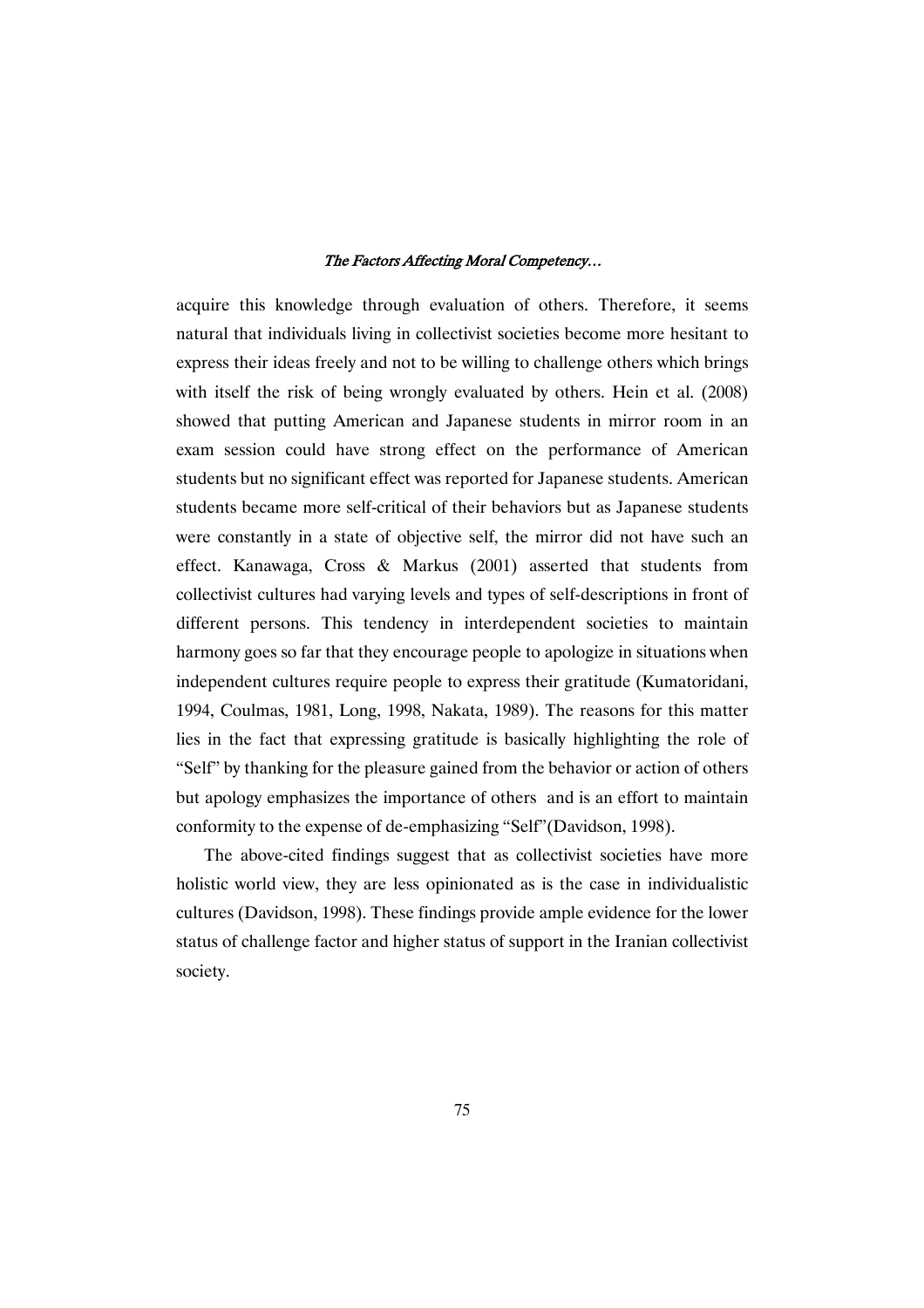acquire this knowledge through evaluation of others. Therefore, it seems natural that individuals living in collectivist societies become more hesitant to express their ideas freely and not to be willing to challenge others which brings with itself the risk of being wrongly evaluated by others. Hein et al. (2008) showed that putting American and Japanese students in mirror room in an exam session could have strong effect on the performance of American students but no significant effect was reported for Japanese students. American students became more self-critical of their behaviors but as Japanese students were constantly in a state of objective self, the mirror did not have such an effect. Kanawaga, Cross & Markus (2001) asserted that students from collectivist cultures had varying levels and types of self-descriptions in front of different persons. This tendency in interdependent societies to maintain harmony goes so far that they encourage people to apologize in situations when independent cultures require people to express their gratitude (Kumatoridani, 1994, Coulmas, 1981, Long, 1998, Nakata, 1989). The reasons for this matter lies in the fact that expressing gratitude is basically highlighting the role of "Self" by thanking for the pleasure gained from the behavior or action of others but apology emphasizes the importance of others and is an effort to maintain conformity to the expense of de-emphasizing "Self"(Davidson, 1998).

The above-cited findings suggest that as collectivist societies have more holistic world view, they are less opinionated as is the case in individualistic cultures (Davidson, 1998). These findings provide ample evidence for the lower status of challenge factor and higher status of support in the Iranian collectivist society.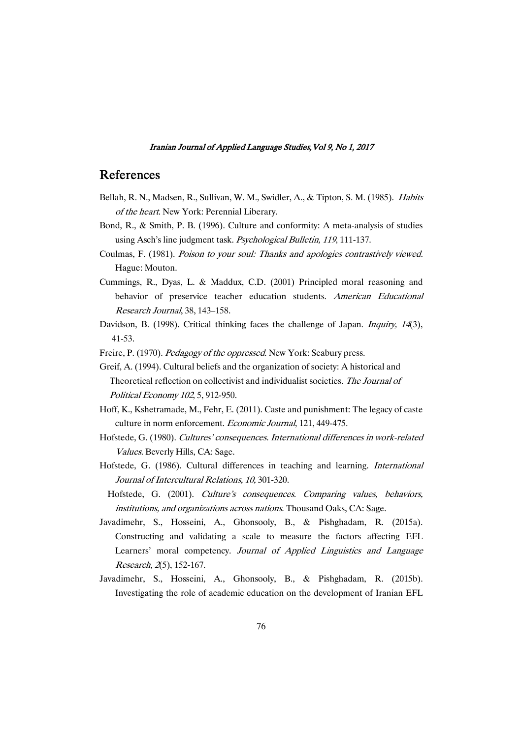## References

Bellah, R. N., Madsen, R., Sullivan, W. M., Swidler, A., & Tipton, S. M. (1985). *Habits of the heart*. New York: Perennial Liberary.

Bond, R., & Smith, P. B. (1996). Culture and conformity: A meta-analysis of studies using Asch's line judgment task. *Psychological Bulletin, 119*, 111-137.

Coulmas, F. (1981). *Poison to your soul: Thanks and apologies contrastively viewed.* Hague: Mouton.

Cummings, R., Dyas, L. & Maddux, C.D. (2001) Principled moral reasoning and behavior of preservice teacher education students. *American Educational Research Journal*, 38, 143–158.

Davidson, B. (1998). Critical thinking faces the challenge of Japan. *Inquiry, 14*(3), 41-53.

Freire, P. (1970). *Pedagogy of the oppressed*. New York: Seabury press.

Greif, A. (1994). Cultural beliefs and the organization of society: A historical and Theoretical reflection on collectivist and individualist societies. *The Journal of Political Economy 102*, 5, 912-950.

Hoff, K., Kshetramade, M., Fehr, E. (2011). Caste and punishment: The legacy of caste culture in norm enforcement. *Economic Journal*, 121, 449-475.

Hofstede, G. (1980). *Cultures' consequences. International differences in work-related Values.* Beverly Hills, CA: Sage.

Hofstede, G. (1986). Cultural differences in teaching and learning. *International Journal of Intercultural Relations, 10*, 301-320.

Hofstede, G. (2001). *Culture's consequences. Comparing values, behaviors, institutions, and organizations across nations*. Thousand Oaks, CA: Sage.

Javadimehr, S., Hosseini, A., Ghonsooly, B., & Pishghadam, R. (2015a). Constructing and validating a scale to measure the factors affecting EFL Learners' moral competency. *Journal of Applied Linguistics and Language Research, 2*(5), 152-167.

Javadimehr, S., Hosseini, A., Ghonsooly, B., & Pishghadam, R. (2015b). Investigating the role of academic education on the development of Iranian EFL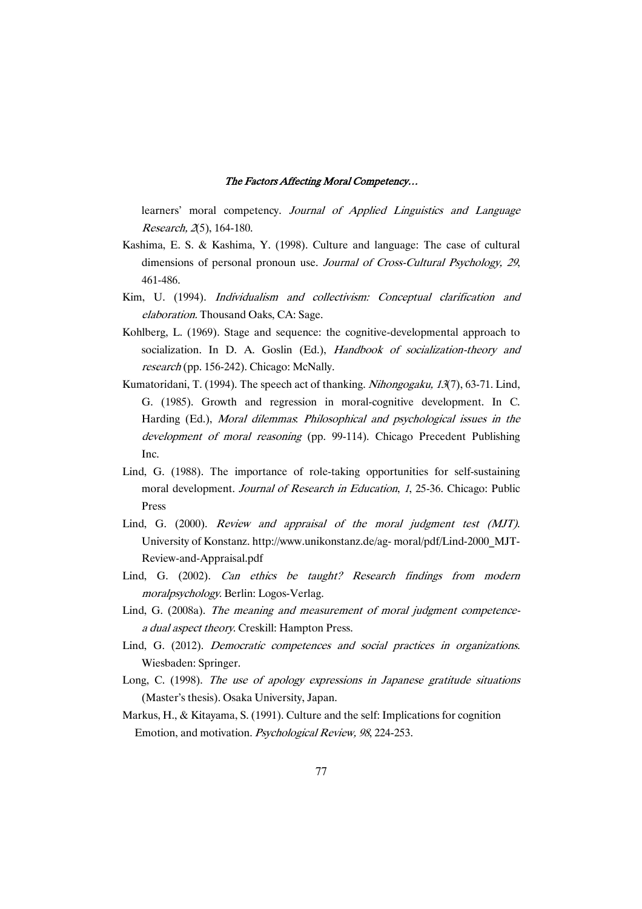learners' moral competency. *Journal of Applied Linguistics and Language Research, 2*(5), 164-180.

Kashima, E. S. & Kashima, Y. (1998). Culture and language: The case of cultural dimensions of personal pronoun use. *Journal of Cross-Cultural Psychology, 29*, 461-486.

Kim, U. (1994). *Individualism and collectivism: Conceptual clarification and elaboration.* Thousand Oaks, CA: Sage.

Kohlberg, L. (1969). Stage and sequence: the cognitive-developmental approach to socialization. In D. A. Goslin (Ed.), *Handbook of socialization-theory and research* (pp. 156-242). Chicago: McNally.

Kumatoridani, T. (1994). The speech act of thanking. *Nihongogaku, 13*(7), 63-71. Lind, G. (1985). Growth and regression in moral-cognitive development. In C. Harding (Ed.), *Moral dilemmas: Philosophical and psychological issues in the development of moral reasoning* (pp. 99-114). Chicago Precedent Publishing Inc.

Lind, G. (1988). The importance of role-taking opportunities for self-sustaining moral development. *Journal of Research in Education*, *1*, 25-36. Chicago: Public Press

Lind, G. (2000). *Review and appraisal of the moral judgment test (MJT).* University of Konstanz. http://www.unikonstanz.de/ag- moral/pdf/Lind-2000_MJT-Review-and-Appraisal.pdf

Lind, G. (2002). *Can ethics be taught? Research findings from modern moralpsychology.* Berlin: Logos-Verlag.

Lind, G. (2008a). *The meaning and measurement of moral judgment competence-a dual aspect theory.* Creskill: Hampton Press.

Lind, G. (2012). *Democratic competences and social practices in organizations.* Wiesbaden: Springer.

Long, C. (1998). *The use of apology expressions in Japanese gratitude situations* (Master's thesis). Osaka University, Japan.

Markus, H., & Kitayama, S. (1991). Culture and the self: Implications for cognition Emotion, and motivation. *Psychological Review, 98*, 224-253.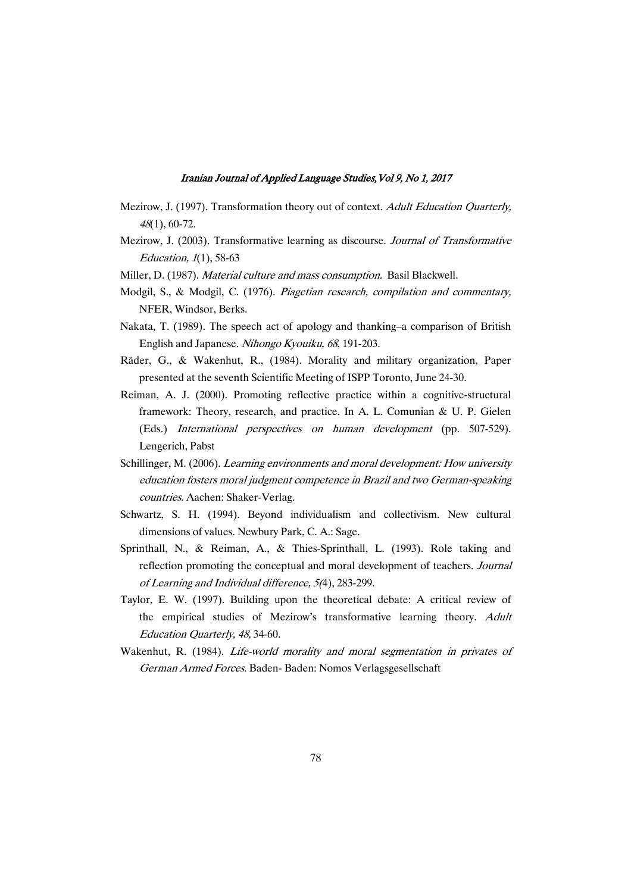Mezirow, J. (1997). Transformation theory out of context. *Adult Education Quarterly, 48*(1), 60-72.

Mezirow, J. (2003). Transformative learning as discourse. *Journal of Transformative Education, 1*(1), 58-63

Miller, D. (1987). *Material culture and mass consumption.* Basil Blackwell.

Modgil, S., & Modgil, C. (1976). *Piagetian research, compilation and commentary,* NFER, Windsor, Berks.

Nakata, T. (1989). The speech act of apology and thanking–a comparison of British English and Japanese. *Nihongo Kyouiku, 68*, 191-203.

Räder, G., & Wakenhut, R., (1984). Morality and military organization, Paper presented at the seventh Scientific Meeting of ISPP Toronto, June 24-30.

Reiman, A. J. (2000). Promoting reflective practice within a cognitive-structural framework: Theory, research, and practice. In A. L. Comunian & U. P. Gielen (Eds.) *International perspectives on human development* (pp. 507-529). Lengerich, Pabst

Schillinger, M. (2006). *Learning environments and moral development: How university education fosters moral judgment competence in Brazil and two German-speaking countries*. Aachen: Shaker-Verlag.

Schwartz, S. H. (1994). Beyond individualism and collectivism. New cultural dimensions of values. Newbury Park, C. A.: Sage.

Sprinthall, N., & Reiman, A., & Thies-Sprinthall, L. (1993). Role taking and reflection promoting the conceptual and moral development of teachers. *Journal of Learning and Individual difference, 5(*4), 283-299.

Taylor, E. W. (1997). Building upon the theoretical debate: A critical review of the empirical studies of Mezirow's transformative learning theory. *Adult Education Quarterly, 48,* 34-60.

Wakenhut, R. (1984). *Life-world morality and moral segmentation in privates of German Armed Forces*. Baden- Baden: Nomos Verlagsgesellschaft